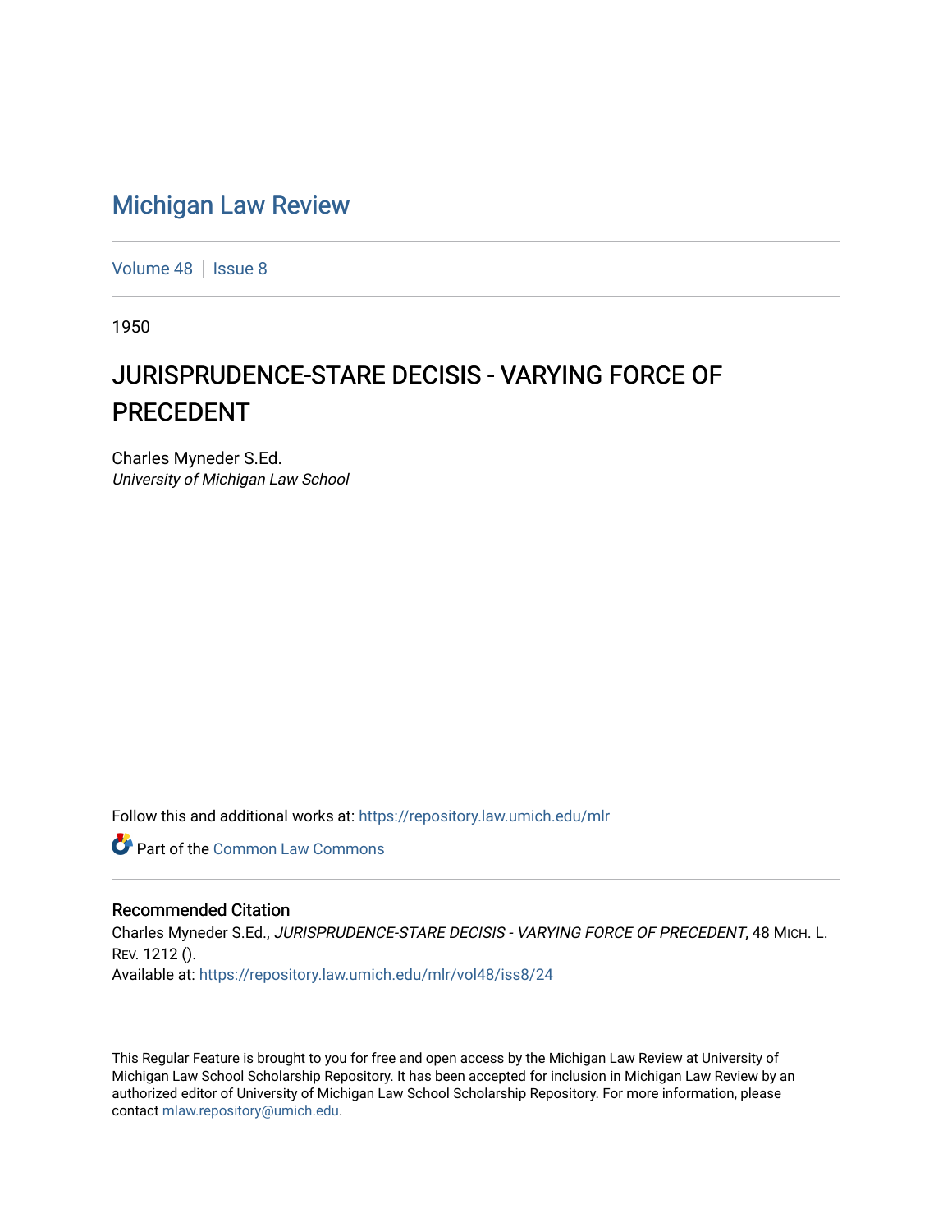# Michigan Law Review

Volume 48 | Issue 8

1950

## JURISPRUDENCE-STARE DECISIS - VARYING FORCE OF PRECEDENT

Charles Myneder S.Ed.
*University of Michigan Law School*

Follow this and additional works at: https://repository.law.umich.edu/mlr

Part of the Common Law Commons

### Recommended Citation

Charles Myneder S.Ed., *JURISPRUDENCE-STARE DECISIS - VARYING FORCE OF PRECEDENT*, 48 MICH. L. REV. 1212 ().
Available at: https://repository.law.umich.edu/mlr/vol48/iss8/24

This Regular Feature is brought to you for free and open access by the Michigan Law Review at University of Michigan Law School Scholarship Repository. It has been accepted for inclusion in Michigan Law Review by an authorized editor of University of Michigan Law School Scholarship Repository. For more information, please contact mlaw.repository@umich.edu.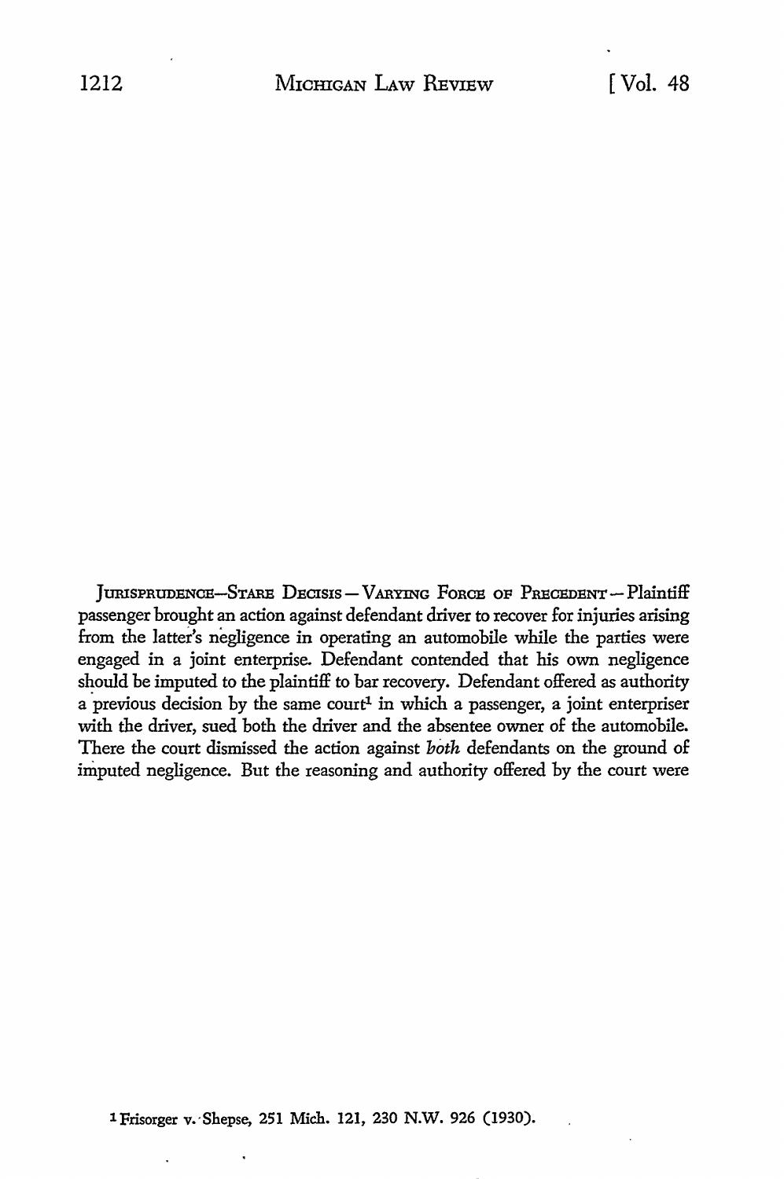JURISPRUDENCE—STARE DECISIS — VARYING FORCE OF PRECEDENT — Plaintiff passenger brought an action against defendant driver to recover for injuries arising from the latter's negligence in operating an automobile while the parties were engaged in a joint enterprise. Defendant contended that his own negligence should be imputed to the plaintiff to bar recovery. Defendant offered as authority a previous decision by the same court[1] in which a passenger, a joint enterpriser with the driver, sued both the driver and the absentee owner of the automobile. There the court dismissed the action against *both* defendants on the ground of imputed negligence. But the reasoning and authority offered by the court were

[1] Frisorger v. Shepse, 251 Mich. 121, 230 N.W. 926 (1930).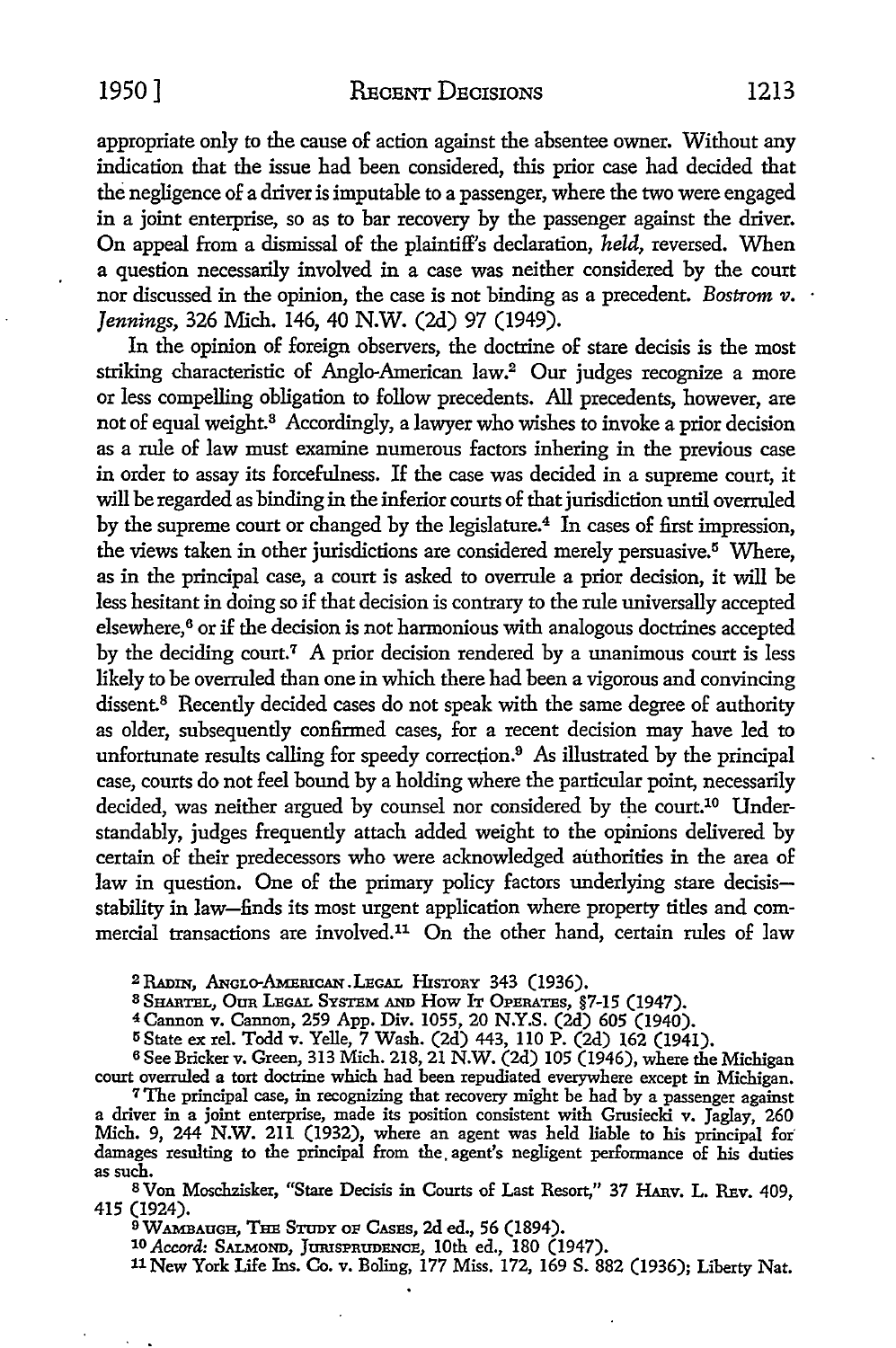appropriate only to the cause of action against the absentee owner. Without any indication that the issue had been considered, this prior case had decided that the negligence of a driver is imputable to a passenger, where the two were engaged in a joint enterprise, so as to bar recovery by the passenger against the driver. On appeal from a dismissal of the plaintiff's declaration, *held,* reversed. When a question necessarily involved in a case was neither considered by the court nor discussed in the opinion, the case is not binding as a precedent. *Bostrom v. Jennings,* 326 Mich. 146, 40 N.W. (2d) 97 (1949).

In the opinion of foreign observers, the doctrine of stare decisis is the most striking characteristic of Anglo-American law.[2] Our judges recognize a more or less compelling obligation to follow precedents. All precedents, however, are not of equal weight.[3] Accordingly, a lawyer who wishes to invoke a prior decision as a rule of law must examine numerous factors inhering in the previous case in order to assay its forcefulness. If the case was decided in a supreme court, it will be regarded as binding in the inferior courts of that jurisdiction until overruled by the supreme court or changed by the legislature.[4] In cases of first impression, the views taken in other jurisdictions are considered merely persuasive.[5] Where, as in the principal case, a court is asked to overrule a prior decision, it will be less hesitant in doing so if that decision is contrary to the rule universally accepted elsewhere,[6] or if the decision is not harmonious with analogous doctrines accepted by the deciding court.[7] A prior decision rendered by a unanimous court is less likely to be overruled than one in which there had been a vigorous and convincing dissent.[8] Recently decided cases do not speak with the same degree of authority as older, subsequently confirmed cases, for a recent decision may have led to unfortunate results calling for speedy correction.[9] As illustrated by the principal case, courts do not feel bound by a holding where the particular point, necessarily decided, was neither argued by counsel nor considered by the court.[10] Understandably, judges frequently attach added weight to the opinions delivered by certain of their predecessors who were acknowledged authorities in the area of law in question. One of the primary policy factors underlying stare decisis—stability in law—finds its most urgent application where property titles and commercial transactions are involved.[11] On the other hand, certain rules of law

---

[2] RADIN, ANGLO-AMERICAN LEGAL HISTORY 343 (1936).

[3] SHARTEL, OUR LEGAL SYSTEM AND HOW IT OPERATES, §7-15 (1947).

[4] Cannon v. Cannon, 259 App. Div. 1055, 20 N.Y.S. (2d) 605 (1940).

[5] State ex rel. Todd v. Yelle, 7 Wash. (2d) 443, 110 P. (2d) 162 (1941).

[6] See Bricker v. Green, 313 Mich. 218, 21 N.W. (2d) 105 (1946), where the Michigan court overruled a tort doctrine which had been repudiated everywhere except in Michigan.

[7] The principal case, in recognizing that recovery might be had by a passenger against a driver in a joint enterprise, made its position consistent with Grusiecki v. Jaglay, 260 Mich. 9, 244 N.W. 211 (1932), where an agent was held liable to his principal for damages resulting to the principal from the agent's negligent performance of his duties as such.

[8] Von Moschzisker, "Stare Decisis in Courts of Last Resort," 37 HARV. L. REV. 409, 415 (1924).

[9] WAMBAUGH, THE STUDY OF CASES, 2d ed., 56 (1894).

[10] *Accord:* SALMOND, JURISPRUDENCE, 10th ed., 180 (1947).

[11] New York Life Ins. Co. v. Boling, 177 Miss. 172, 169 S. 882 (1936); Liberty Nat.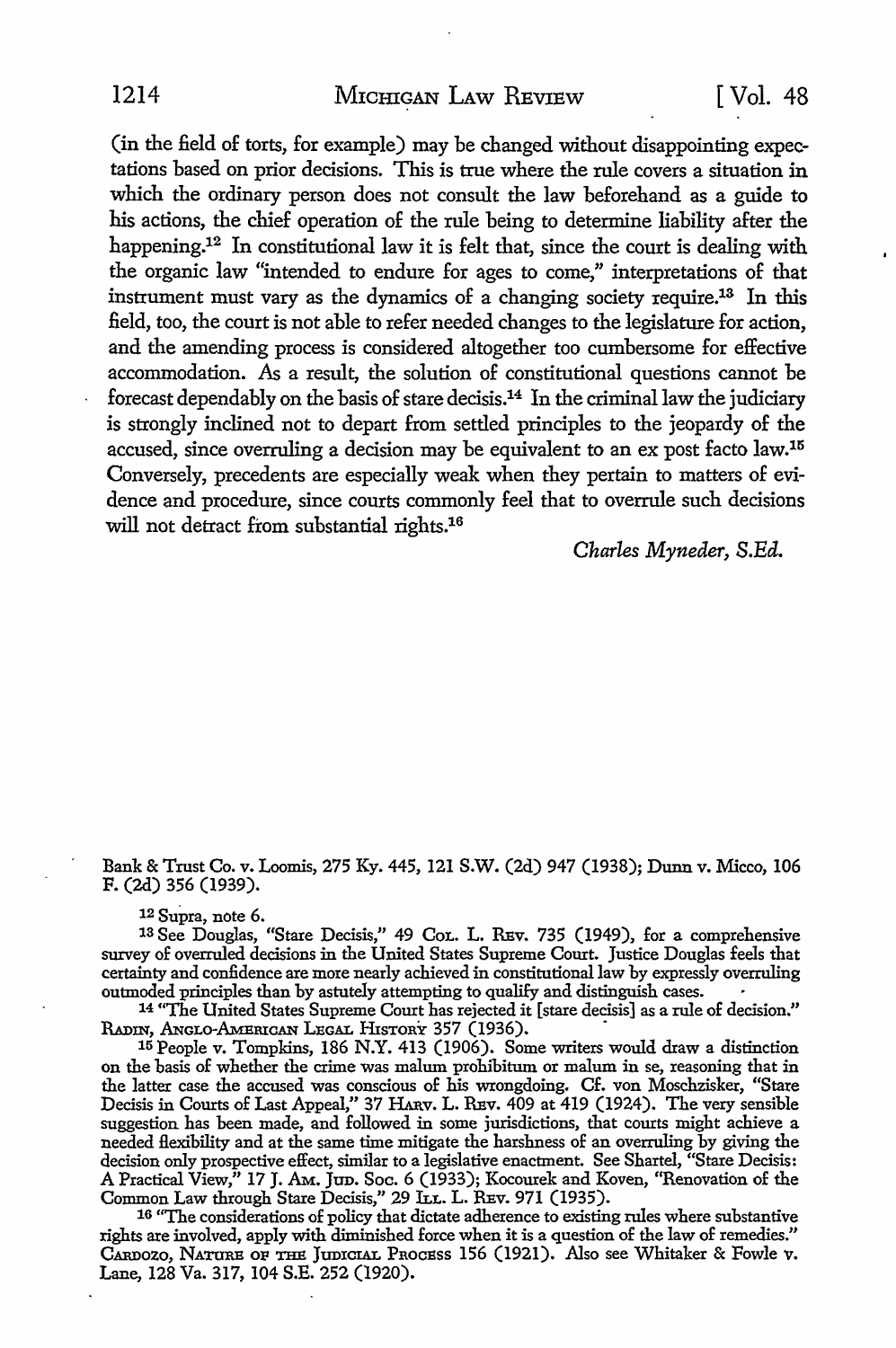(in the field of torts, for example) may be changed without disappointing expectations based on prior decisions. This is true where the rule covers a situation in which the ordinary person does not consult the law beforehand as a guide to his actions, the chief operation of the rule being to determine liability after the happening.[12] In constitutional law it is felt that, since the court is dealing with the organic law "intended to endure for ages to come," interpretations of that instrument must vary as the dynamics of a changing society require.[13] In this field, too, the court is not able to refer needed changes to the legislature for action, and the amending process is considered altogether too cumbersome for effective accommodation. As a result, the solution of constitutional questions cannot be forecast dependably on the basis of stare decisis.[14] In the criminal law the judiciary is strongly inclined not to depart from settled principles to the jeopardy of the accused, since overruling a decision may be equivalent to an ex post facto law.[15] Conversely, precedents are especially weak when they pertain to matters of evidence and procedure, since courts commonly feel that to overrule such decisions will not detract from substantial rights.[16]

*Charles Myneder, S.Ed.*

---

Bank & Trust Co. v. Loomis, 275 Ky. 445, 121 S.W. (2d) 947 (1938); Dunn v. Micco, 106 F. (2d) 356 (1939).

12 Supra, note 6.

13 See Douglas, "Stare Decisis," 49 Col. L. Rev. 735 (1949), for a comprehensive survey of overruled decisions in the United States Supreme Court. Justice Douglas feels that certainty and confidence are more nearly achieved in constitutional law by expressly overruling outmoded principles than by astutely attempting to qualify and distinguish cases.

14 "The United States Supreme Court has rejected it [stare decisis] as a rule of decision." Radin, Anglo-American Legal History 357 (1936).

15 People v. Tompkins, 186 N.Y. 413 (1906). Some writers would draw a distinction on the basis of whether the crime was malum prohibitum or malum in se, reasoning that in the latter case the accused was conscious of his wrongdoing. Cf. von Moschzisker, "Stare Decisis in Courts of Last Appeal," 37 Harv. L. Rev. 409 at 419 (1924). The very sensible suggestion has been made, and followed in some jurisdictions, that courts might achieve a needed flexibility and at the same time mitigate the harshness of an overruling by giving the decision only prospective effect, similar to a legislative enactment. See Shartel, "Stare Decisis: A Practical View," 17 J. Am. Jud. Soc. 6 (1933); Kocourek and Koven, "Renovation of the Common Law through Stare Decisis," 29 Ill. L. Rev. 971 (1935).

16 "The considerations of policy that dictate adherence to existing rules where substantive rights are involved, apply with diminished force when it is a question of the law of remedies." Cardozo, Nature of the Judicial Process 156 (1921). Also see Whitaker & Fowle v. Lane, 128 Va. 317, 104 S.E. 252 (1920).